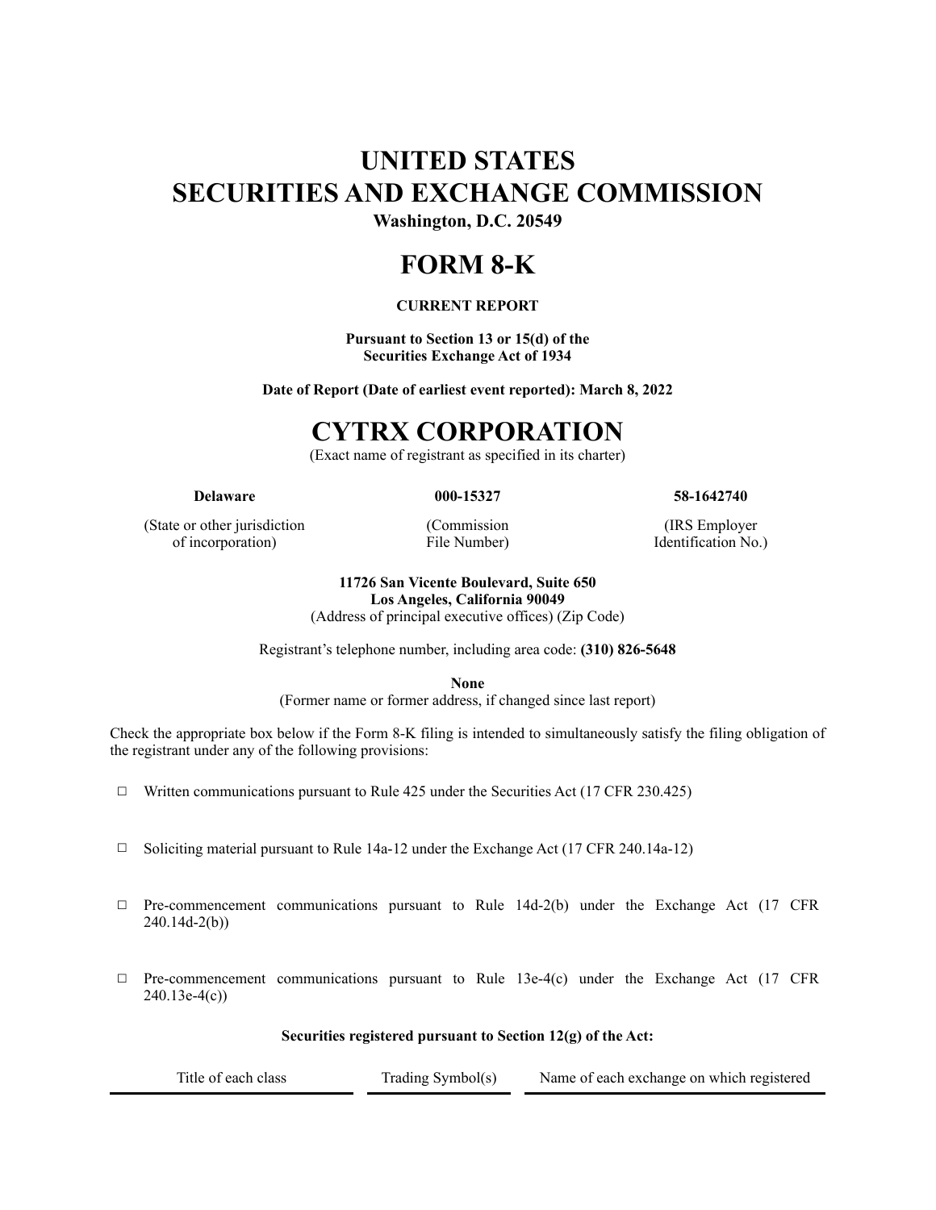# UNITED STATES
# SECURITIES AND EXCHANGE COMMISSION

**Washington, D.C. 20549**

# FORM 8-K

**CURRENT REPORT**

**Pursuant to Section 13 or 15(d) of the Securities Exchange Act of 1934**

**Date of Report (Date of earliest event reported): March 8, 2022**

# CYTRX CORPORATION

(Exact name of registrant as specified in its charter)

| **Delaware** | **000-15327** | **58-1642740** |
|---|---|---|
| (State or other jurisdiction of incorporation) | (Commission File Number) | (IRS Employer Identification No.) |

**11726 San Vicente Boulevard, Suite 650**
**Los Angeles, California 90049**
(Address of principal executive offices) (Zip Code)

Registrant's telephone number, including area code: **(310) 826-5648**

**None**
(Former name or former address, if changed since last report)

Check the appropriate box below if the Form 8-K filing is intended to simultaneously satisfy the filing obligation of the registrant under any of the following provisions:

☐ Written communications pursuant to Rule 425 under the Securities Act (17 CFR 230.425)

☐ Soliciting material pursuant to Rule 14a-12 under the Exchange Act (17 CFR 240.14a-12)

☐ Pre-commencement communications pursuant to Rule 14d-2(b) under the Exchange Act (17 CFR 240.14d-2(b))

☐ Pre-commencement communications pursuant to Rule 13e-4(c) under the Exchange Act (17 CFR 240.13e-4(c))

**Securities registered pursuant to Section 12(g) of the Act:**

| Title of each class | Trading Symbol(s) | Name of each exchange on which registered |
|---|---|---|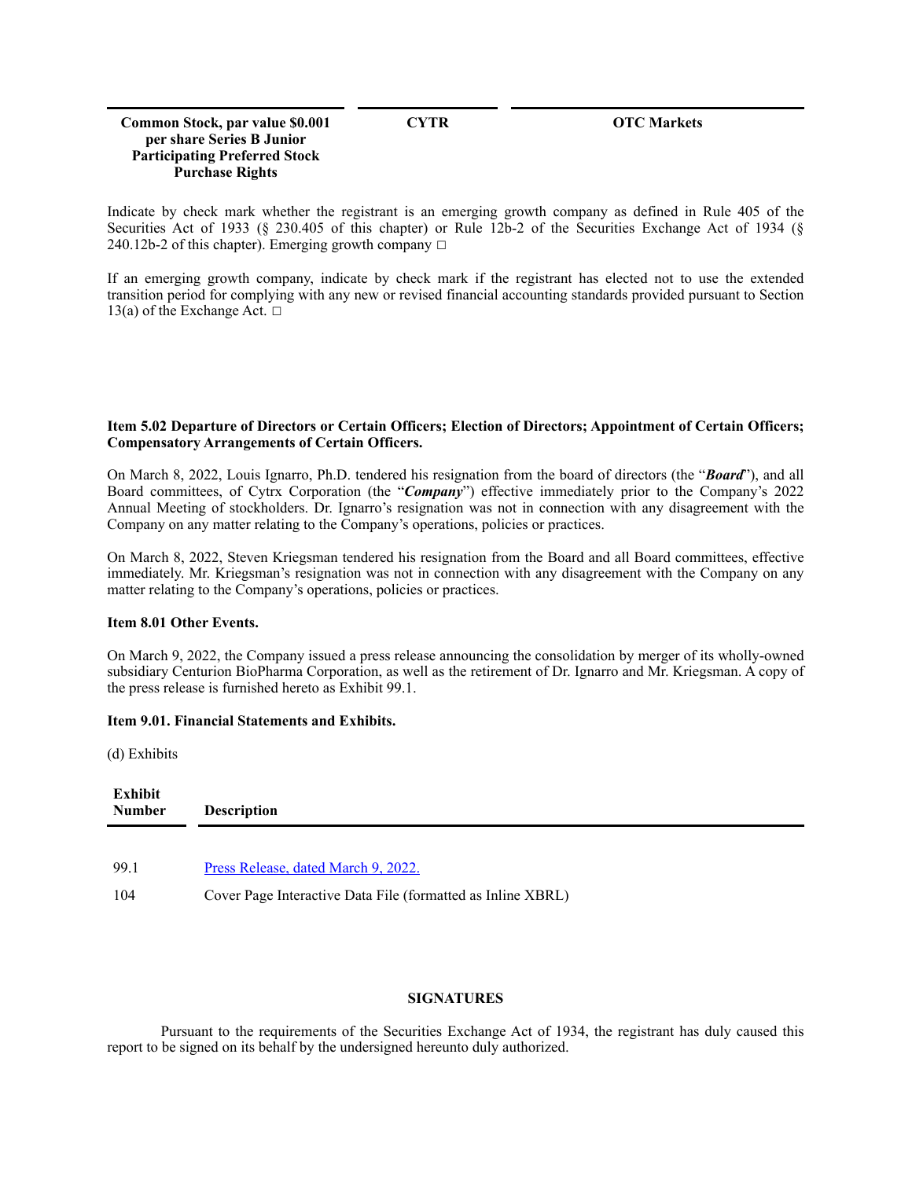| Common Stock, par value $0.001 per share Series B Junior Participating Preferred Stock Purchase Rights | CYTR | OTC Markets |
|---|---|---|

Indicate by check mark whether the registrant is an emerging growth company as defined in Rule 405 of the Securities Act of 1933 (§ 230.405 of this chapter) or Rule 12b-2 of the Securities Exchange Act of 1934 (§ 240.12b-2 of this chapter). Emerging growth company ☐

If an emerging growth company, indicate by check mark if the registrant has elected not to use the extended transition period for complying with any new or revised financial accounting standards provided pursuant to Section 13(a) of the Exchange Act. ☐

**Item 5.02 Departure of Directors or Certain Officers; Election of Directors; Appointment of Certain Officers; Compensatory Arrangements of Certain Officers.**

On March 8, 2022, Louis Ignarro, Ph.D. tendered his resignation from the board of directors (the "***Board***"), and all Board committees, of Cytrx Corporation (the "***Company***") effective immediately prior to the Company's 2022 Annual Meeting of stockholders. Dr. Ignarro's resignation was not in connection with any disagreement with the Company on any matter relating to the Company's operations, policies or practices.

On March 8, 2022, Steven Kriegsman tendered his resignation from the Board and all Board committees, effective immediately. Mr. Kriegsman's resignation was not in connection with any disagreement with the Company on any matter relating to the Company's operations, policies or practices.

**Item 8.01 Other Events.**

On March 9, 2022, the Company issued a press release announcing the consolidation by merger of its wholly-owned subsidiary Centurion BioPharma Corporation, as well as the retirement of Dr. Ignarro and Mr. Kriegsman. A copy of the press release is furnished hereto as Exhibit 99.1.

**Item 9.01. Financial Statements and Exhibits.**

(d) Exhibits

| Exhibit Number | Description |
|---|---|
| 99.1 | Press Release, dated March 9, 2022. |
| 104 | Cover Page Interactive Data File (formatted as Inline XBRL) |

**SIGNATURES**

Pursuant to the requirements of the Securities Exchange Act of 1934, the registrant has duly caused this report to be signed on its behalf by the undersigned hereunto duly authorized.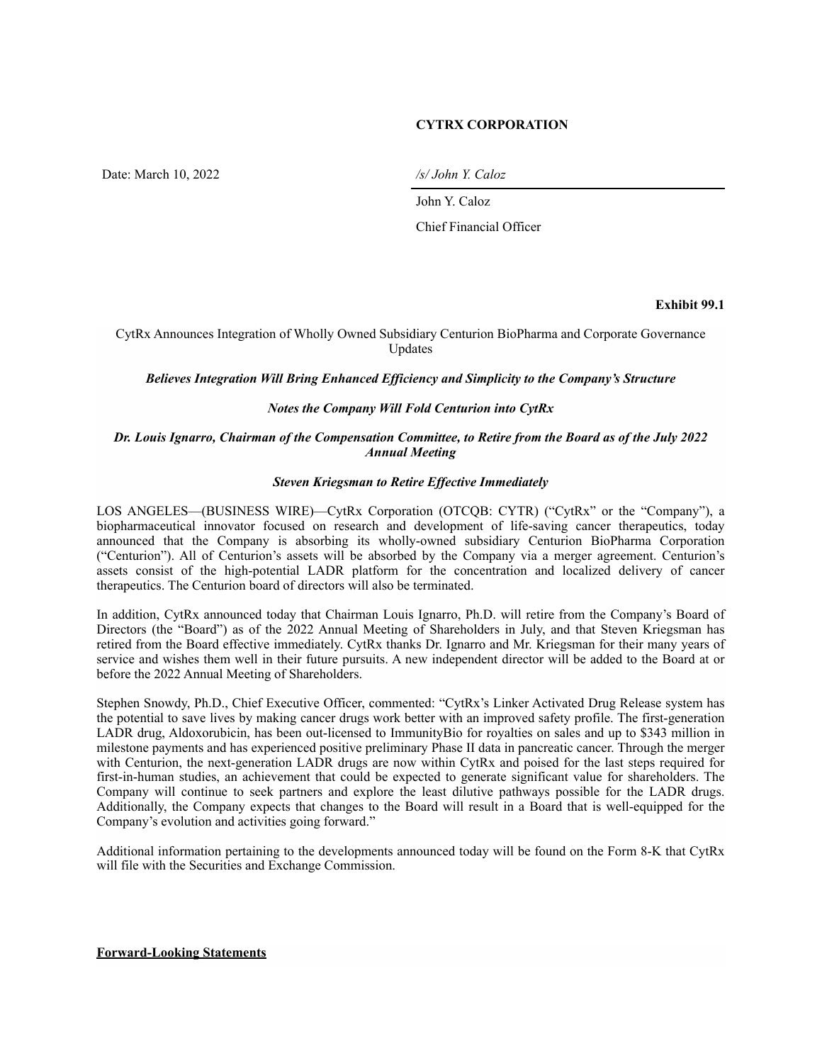**CYTRX CORPORATION**

Date: March 10, 2022

*/s/ John Y. Caloz*

John Y. Caloz

Chief Financial Officer

**Exhibit 99.1**

CytRx Announces Integration of Wholly Owned Subsidiary Centurion BioPharma and Corporate Governance Updates

***Believes Integration Will Bring Enhanced Efficiency and Simplicity to the Company's Structure***

***Notes the Company Will Fold Centurion into CytRx***

***Dr. Louis Ignarro, Chairman of the Compensation Committee, to Retire from the Board as of the July 2022 Annual Meeting***

***Steven Kriegsman to Retire Effective Immediately***

LOS ANGELES—(BUSINESS WIRE)—CytRx Corporation (OTCQB: CYTR) ("CytRx" or the "Company"), a biopharmaceutical innovator focused on research and development of life-saving cancer therapeutics, today announced that the Company is absorbing its wholly-owned subsidiary Centurion BioPharma Corporation ("Centurion"). All of Centurion's assets will be absorbed by the Company via a merger agreement. Centurion's assets consist of the high-potential LADR platform for the concentration and localized delivery of cancer therapeutics. The Centurion board of directors will also be terminated.

In addition, CytRx announced today that Chairman Louis Ignarro, Ph.D. will retire from the Company's Board of Directors (the "Board") as of the 2022 Annual Meeting of Shareholders in July, and that Steven Kriegsman has retired from the Board effective immediately. CytRx thanks Dr. Ignarro and Mr. Kriegsman for their many years of service and wishes them well in their future pursuits. A new independent director will be added to the Board at or before the 2022 Annual Meeting of Shareholders.

Stephen Snowdy, Ph.D., Chief Executive Officer, commented: "CytRx's Linker Activated Drug Release system has the potential to save lives by making cancer drugs work better with an improved safety profile. The first-generation LADR drug, Aldoxorubicin, has been out-licensed to ImmunityBio for royalties on sales and up to $343 million in milestone payments and has experienced positive preliminary Phase II data in pancreatic cancer. Through the merger with Centurion, the next-generation LADR drugs are now within CytRx and poised for the last steps required for first-in-human studies, an achievement that could be expected to generate significant value for shareholders. The Company will continue to seek partners and explore the least dilutive pathways possible for the LADR drugs. Additionally, the Company expects that changes to the Board will result in a Board that is well-equipped for the Company's evolution and activities going forward."

Additional information pertaining to the developments announced today will be found on the Form 8-K that CytRx will file with the Securities and Exchange Commission.

**Forward-Looking Statements**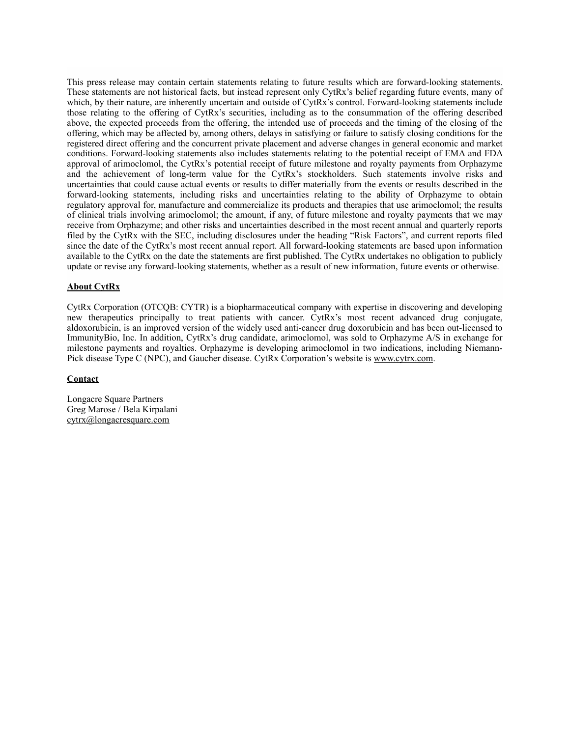This press release may contain certain statements relating to future results which are forward-looking statements. These statements are not historical facts, but instead represent only CytRx's belief regarding future events, many of which, by their nature, are inherently uncertain and outside of CytRx's control. Forward-looking statements include those relating to the offering of CytRx's securities, including as to the consummation of the offering described above, the expected proceeds from the offering, the intended use of proceeds and the timing of the closing of the offering, which may be affected by, among others, delays in satisfying or failure to satisfy closing conditions for the registered direct offering and the concurrent private placement and adverse changes in general economic and market conditions. Forward-looking statements also includes statements relating to the potential receipt of EMA and FDA approval of arimoclomol, the CytRx's potential receipt of future milestone and royalty payments from Orphazyme and the achievement of long-term value for the CytRx's stockholders. Such statements involve risks and uncertainties that could cause actual events or results to differ materially from the events or results described in the forward-looking statements, including risks and uncertainties relating to the ability of Orphazyme to obtain regulatory approval for, manufacture and commercialize its products and therapies that use arimoclomol; the results of clinical trials involving arimoclomol; the amount, if any, of future milestone and royalty payments that we may receive from Orphazyme; and other risks and uncertainties described in the most recent annual and quarterly reports filed by the CytRx with the SEC, including disclosures under the heading "Risk Factors", and current reports filed since the date of the CytRx's most recent annual report. All forward-looking statements are based upon information available to the CytRx on the date the statements are first published. The CytRx undertakes no obligation to publicly update or revise any forward-looking statements, whether as a result of new information, future events or otherwise.

**About CytRx**

CytRx Corporation (OTCQB: CYTR) is a biopharmaceutical company with expertise in discovering and developing new therapeutics principally to treat patients with cancer. CytRx's most recent advanced drug conjugate, aldoxorubicin, is an improved version of the widely used anti-cancer drug doxorubicin and has been out-licensed to ImmunityBio, Inc. In addition, CytRx's drug candidate, arimoclomol, was sold to Orphazyme A/S in exchange for milestone payments and royalties. Orphazyme is developing arimoclomol in two indications, including Niemann-Pick disease Type C (NPC), and Gaucher disease. CytRx Corporation's website is www.cytrx.com.

**Contact**

Longacre Square Partners
Greg Marose / Bela Kirpalani
cytrx@longacresquare.com